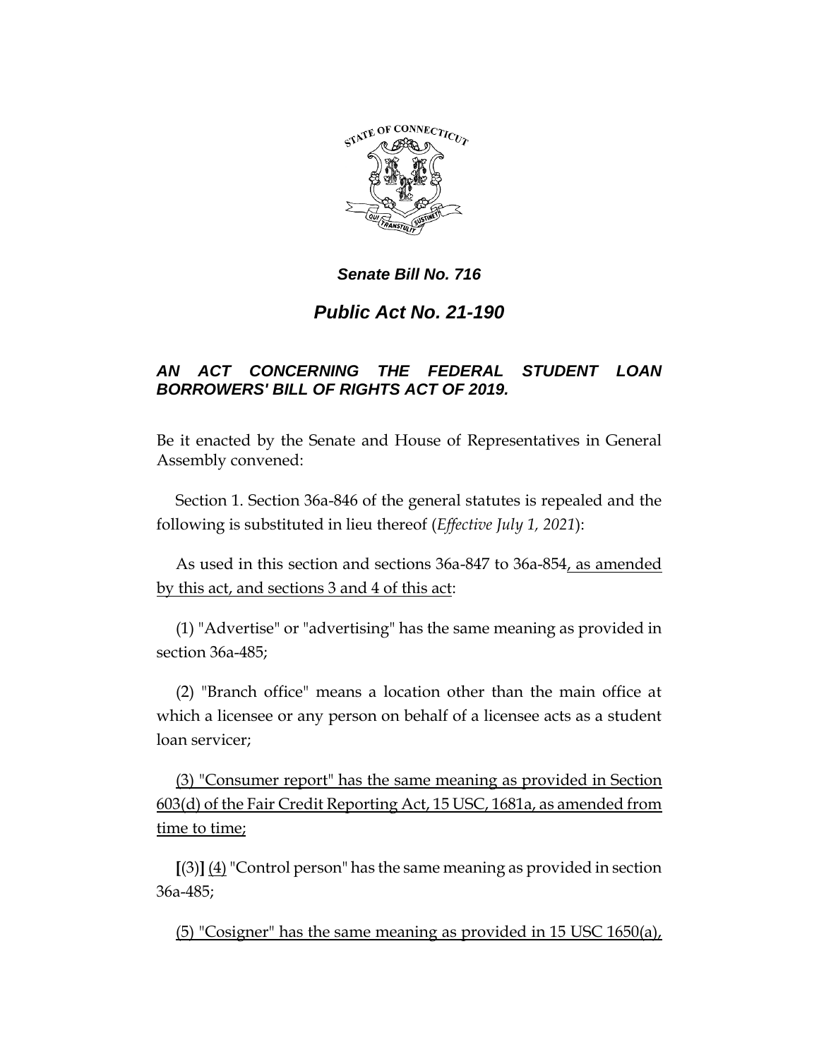***Senate Bill No. 716***

***Public Act No. 21-190***

***AN ACT CONCERNING THE FEDERAL STUDENT LOAN BORROWERS' BILL OF RIGHTS ACT OF 2019.***

Be it enacted by the Senate and House of Representatives in General Assembly convened:

Section 1. Section 36a-846 of the general statutes is repealed and the following is substituted in lieu thereof (*Effective July 1, 2021*):

As used in this section and sections 36a-847 to 36a-854<u>, as amended by this act, and sections 3 and 4 of this act</u>:

(1) "Advertise" or "advertising" has the same meaning as provided in section 36a-485;

(2) "Branch office" means a location other than the main office at which a licensee or any person on behalf of a licensee acts as a student loan servicer;

<u>(3) "Consumer report" has the same meaning as provided in Section 603(d) of the Fair Credit Reporting Act, 15 USC, 1681a, as amended from time to time;</u>

**[**(3)**]** <u>(4)</u> "Control person" has the same meaning as provided in section 36a-485;

<u>(5) "Cosigner" has the same meaning as provided in 15 USC 1650(a),</u>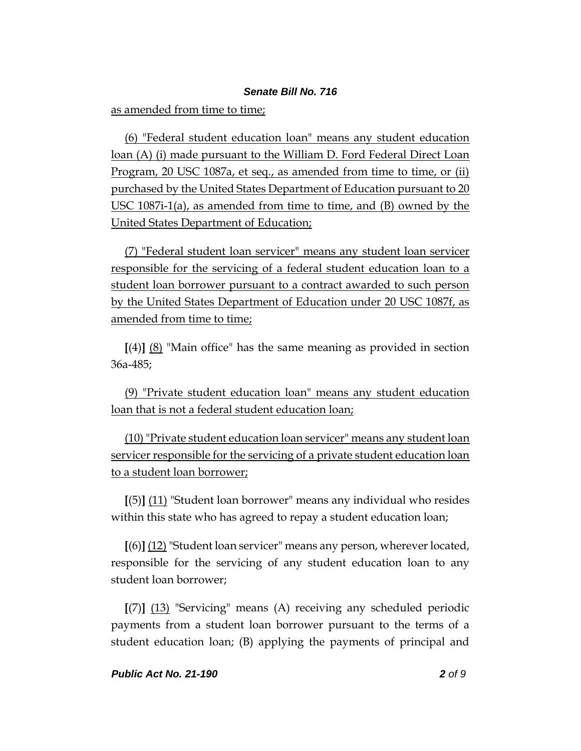as amended from time to time;

(6) "Federal student education loan" means any student education loan (A) (i) made pursuant to the William D. Ford Federal Direct Loan Program, 20 USC 1087a, et seq., as amended from time to time, or (ii) purchased by the United States Department of Education pursuant to 20 USC 1087i-1(a), as amended from time to time, and (B) owned by the United States Department of Education;

(7) "Federal student loan servicer" means any student loan servicer responsible for the servicing of a federal student education loan to a student loan borrower pursuant to a contract awarded to such person by the United States Department of Education under 20 USC 1087f, as amended from time to time;

**[**(4)**]** (8) "Main office" has the same meaning as provided in section 36a-485;

(9) "Private student education loan" means any student education loan that is not a federal student education loan;

(10) "Private student education loan servicer" means any student loan servicer responsible for the servicing of a private student education loan to a student loan borrower;

**[**(5)**]** (11) "Student loan borrower" means any individual who resides within this state who has agreed to repay a student education loan;

**[**(6)**]** (12) "Student loan servicer" means any person, wherever located, responsible for the servicing of any student education loan to any student loan borrower;

**[**(7)**]** (13) "Servicing" means (A) receiving any scheduled periodic payments from a student loan borrower pursuant to the terms of a student education loan; (B) applying the payments of principal and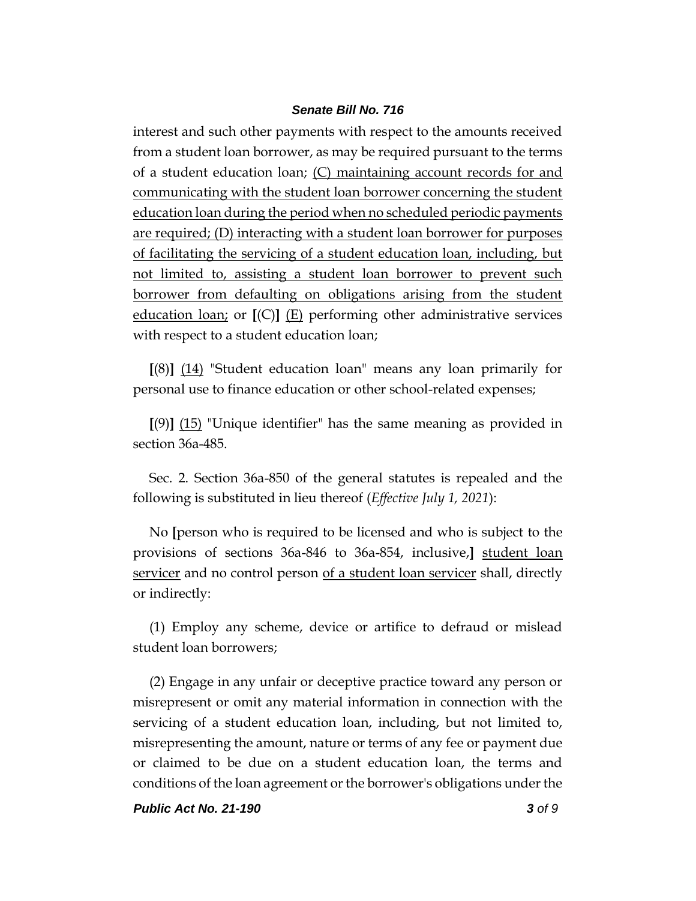interest and such other payments with respect to the amounts received from a student loan borrower, as may be required pursuant to the terms of a student education loan; <u>(C) maintaining account records for and communicating with the student loan borrower concerning the student education loan during the period when no scheduled periodic payments are required; (D) interacting with a student loan borrower for purposes of facilitating the servicing of a student education loan, including, but not limited to, assisting a student loan borrower to prevent such borrower from defaulting on obligations arising from the student education loan;</u> or **[**(C)**]** <u>(E)</u> performing other administrative services with respect to a student education loan;

**[**(8)**]** <u>(14)</u> "Student education loan" means any loan primarily for personal use to finance education or other school-related expenses;

**[**(9)**]** <u>(15)</u> "Unique identifier" has the same meaning as provided in section 36a-485.

Sec. 2. Section 36a-850 of the general statutes is repealed and the following is substituted in lieu thereof (*Effective July 1, 2021*):

No **[**person who is required to be licensed and who is subject to the provisions of sections 36a-846 to 36a-854, inclusive,**]** <u>student loan servicer</u> and no control person <u>of a student loan servicer</u> shall, directly or indirectly:

(1) Employ any scheme, device or artifice to defraud or mislead student loan borrowers;

(2) Engage in any unfair or deceptive practice toward any person or misrepresent or omit any material information in connection with the servicing of a student education loan, including, but not limited to, misrepresenting the amount, nature or terms of any fee or payment due or claimed to be due on a student education loan, the terms and conditions of the loan agreement or the borrower's obligations under the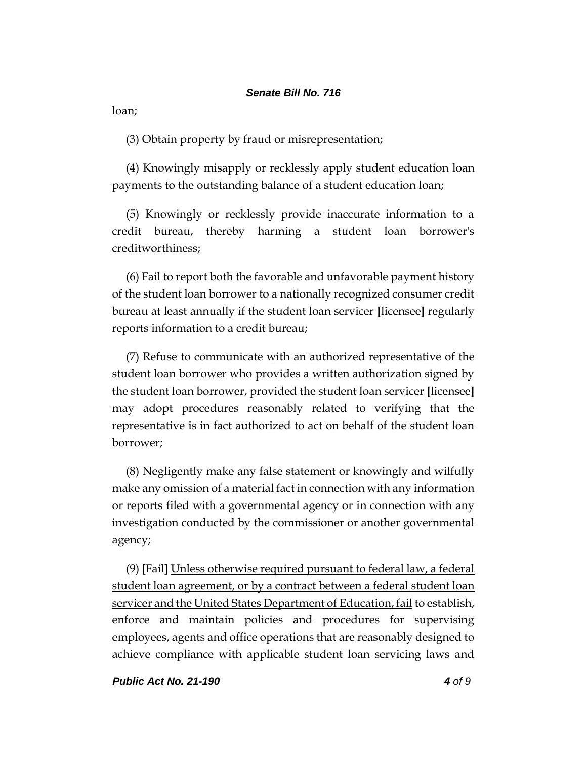loan;

(3) Obtain property by fraud or misrepresentation;

(4) Knowingly misapply or recklessly apply student education loan payments to the outstanding balance of a student education loan;

(5) Knowingly or recklessly provide inaccurate information to a credit bureau, thereby harming a student loan borrower's creditworthiness;

(6) Fail to report both the favorable and unfavorable payment history of the student loan borrower to a nationally recognized consumer credit bureau at least annually if the student loan servicer [licensee] regularly reports information to a credit bureau;

(7) Refuse to communicate with an authorized representative of the student loan borrower who provides a written authorization signed by the student loan borrower, provided the student loan servicer [licensee] may adopt procedures reasonably related to verifying that the representative is in fact authorized to act on behalf of the student loan borrower;

(8) Negligently make any false statement or knowingly and wilfully make any omission of a material fact in connection with any information or reports filed with a governmental agency or in connection with any investigation conducted by the commissioner or another governmental agency;

(9) [Fail] <u>Unless otherwise required pursuant to federal law, a federal student loan agreement, or by a contract between a federal student loan servicer and the United States Department of Education, fail</u> to establish, enforce and maintain policies and procedures for supervising employees, agents and office operations that are reasonably designed to achieve compliance with applicable student loan servicing laws and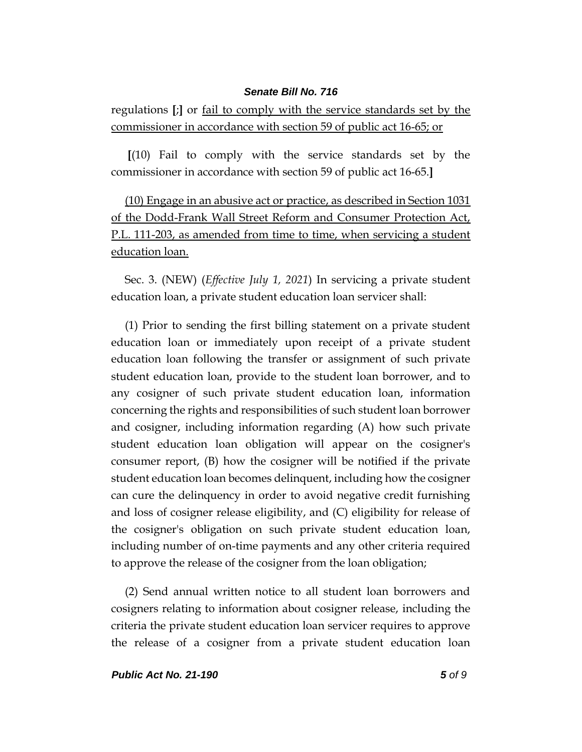regulations [;] or <u>fail to comply with the service standards set by the commissioner in accordance with section 59 of public act 16-65; or</u>

[(10) Fail to comply with the service standards set by the commissioner in accordance with section 59 of public act 16-65.]

<u>(10) Engage in an abusive act or practice, as described in Section 1031 of the Dodd-Frank Wall Street Reform and Consumer Protection Act, P.L. 111-203, as amended from time to time, when servicing a student education loan.</u>

Sec. 3. (NEW) (*Effective July 1, 2021*) In servicing a private student education loan, a private student education loan servicer shall:

(1) Prior to sending the first billing statement on a private student education loan or immediately upon receipt of a private student education loan following the transfer or assignment of such private student education loan, provide to the student loan borrower, and to any cosigner of such private student education loan, information concerning the rights and responsibilities of such student loan borrower and cosigner, including information regarding (A) how such private student education loan obligation will appear on the cosigner's consumer report, (B) how the cosigner will be notified if the private student education loan becomes delinquent, including how the cosigner can cure the delinquency in order to avoid negative credit furnishing and loss of cosigner release eligibility, and (C) eligibility for release of the cosigner's obligation on such private student education loan, including number of on-time payments and any other criteria required to approve the release of the cosigner from the loan obligation;

(2) Send annual written notice to all student loan borrowers and cosigners relating to information about cosigner release, including the criteria the private student education loan servicer requires to approve the release of a cosigner from a private student education loan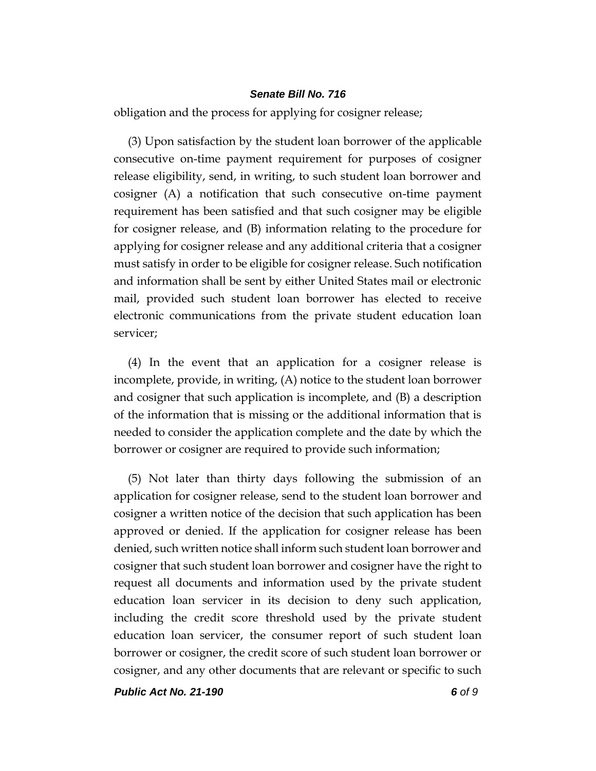obligation and the process for applying for cosigner release;

(3) Upon satisfaction by the student loan borrower of the applicable consecutive on-time payment requirement for purposes of cosigner release eligibility, send, in writing, to such student loan borrower and cosigner (A) a notification that such consecutive on-time payment requirement has been satisfied and that such cosigner may be eligible for cosigner release, and (B) information relating to the procedure for applying for cosigner release and any additional criteria that a cosigner must satisfy in order to be eligible for cosigner release. Such notification and information shall be sent by either United States mail or electronic mail, provided such student loan borrower has elected to receive electronic communications from the private student education loan servicer;

(4) In the event that an application for a cosigner release is incomplete, provide, in writing, (A) notice to the student loan borrower and cosigner that such application is incomplete, and (B) a description of the information that is missing or the additional information that is needed to consider the application complete and the date by which the borrower or cosigner are required to provide such information;

(5) Not later than thirty days following the submission of an application for cosigner release, send to the student loan borrower and cosigner a written notice of the decision that such application has been approved or denied. If the application for cosigner release has been denied, such written notice shall inform such student loan borrower and cosigner that such student loan borrower and cosigner have the right to request all documents and information used by the private student education loan servicer in its decision to deny such application, including the credit score threshold used by the private student education loan servicer, the consumer report of such student loan borrower or cosigner, the credit score of such student loan borrower or cosigner, and any other documents that are relevant or specific to such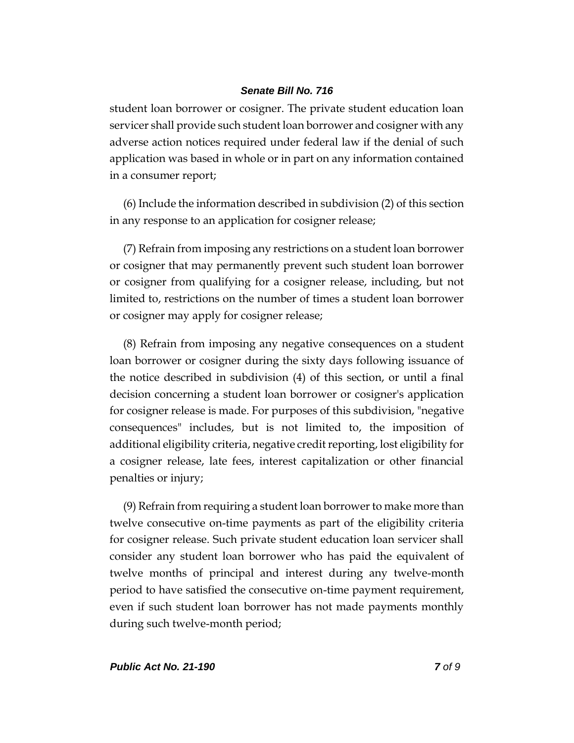student loan borrower or cosigner. The private student education loan servicer shall provide such student loan borrower and cosigner with any adverse action notices required under federal law if the denial of such application was based in whole or in part on any information contained in a consumer report;

(6) Include the information described in subdivision (2) of this section in any response to an application for cosigner release;

(7) Refrain from imposing any restrictions on a student loan borrower or cosigner that may permanently prevent such student loan borrower or cosigner from qualifying for a cosigner release, including, but not limited to, restrictions on the number of times a student loan borrower or cosigner may apply for cosigner release;

(8) Refrain from imposing any negative consequences on a student loan borrower or cosigner during the sixty days following issuance of the notice described in subdivision (4) of this section, or until a final decision concerning a student loan borrower or cosigner's application for cosigner release is made. For purposes of this subdivision, "negative consequences" includes, but is not limited to, the imposition of additional eligibility criteria, negative credit reporting, lost eligibility for a cosigner release, late fees, interest capitalization or other financial penalties or injury;

(9) Refrain from requiring a student loan borrower to make more than twelve consecutive on-time payments as part of the eligibility criteria for cosigner release. Such private student education loan servicer shall consider any student loan borrower who has paid the equivalent of twelve months of principal and interest during any twelve-month period to have satisfied the consecutive on-time payment requirement, even if such student loan borrower has not made payments monthly during such twelve-month period;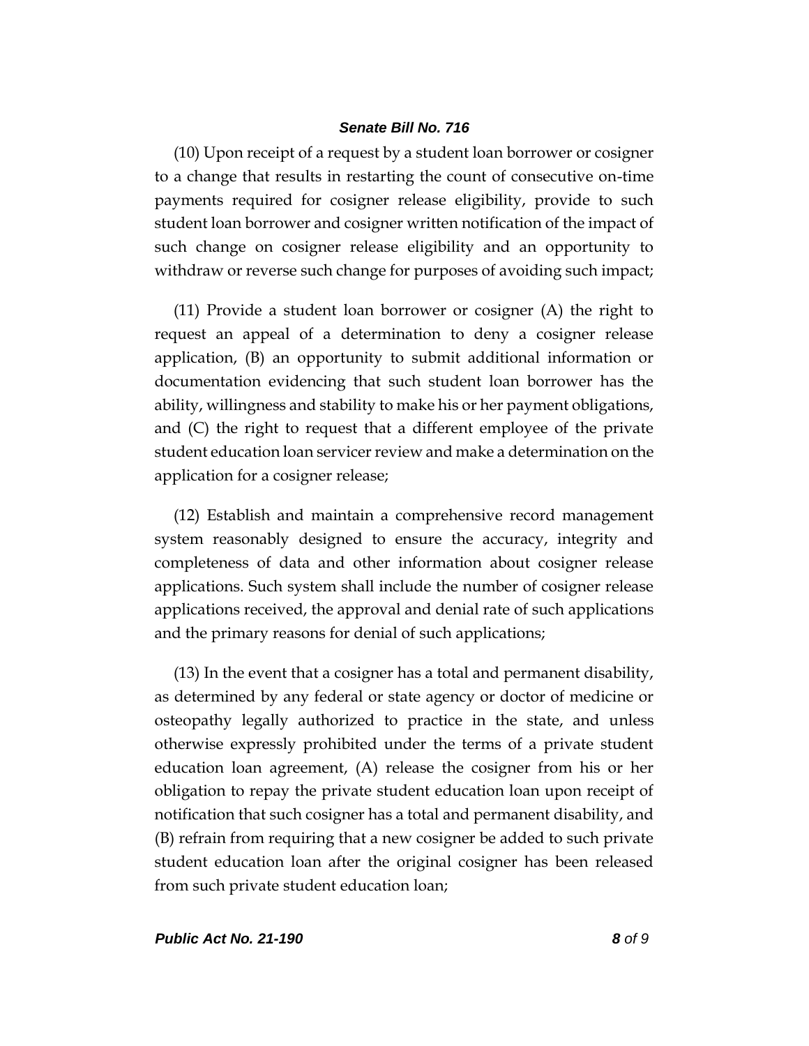(10) Upon receipt of a request by a student loan borrower or cosigner to a change that results in restarting the count of consecutive on-time payments required for cosigner release eligibility, provide to such student loan borrower and cosigner written notification of the impact of such change on cosigner release eligibility and an opportunity to withdraw or reverse such change for purposes of avoiding such impact;

(11) Provide a student loan borrower or cosigner (A) the right to request an appeal of a determination to deny a cosigner release application, (B) an opportunity to submit additional information or documentation evidencing that such student loan borrower has the ability, willingness and stability to make his or her payment obligations, and (C) the right to request that a different employee of the private student education loan servicer review and make a determination on the application for a cosigner release;

(12) Establish and maintain a comprehensive record management system reasonably designed to ensure the accuracy, integrity and completeness of data and other information about cosigner release applications. Such system shall include the number of cosigner release applications received, the approval and denial rate of such applications and the primary reasons for denial of such applications;

(13) In the event that a cosigner has a total and permanent disability, as determined by any federal or state agency or doctor of medicine or osteopathy legally authorized to practice in the state, and unless otherwise expressly prohibited under the terms of a private student education loan agreement, (A) release the cosigner from his or her obligation to repay the private student education loan upon receipt of notification that such cosigner has a total and permanent disability, and (B) refrain from requiring that a new cosigner be added to such private student education loan after the original cosigner has been released from such private student education loan;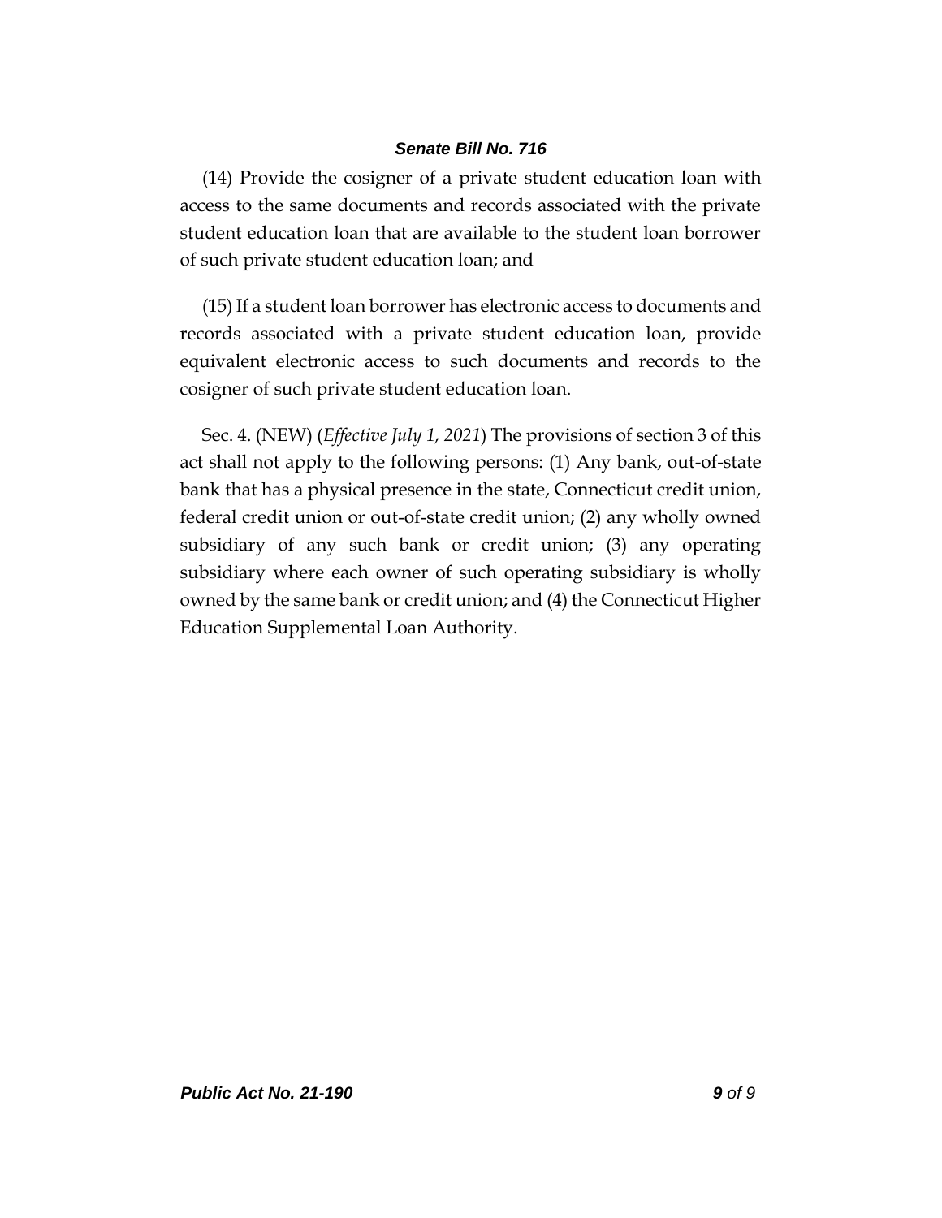(14) Provide the cosigner of a private student education loan with access to the same documents and records associated with the private student education loan that are available to the student loan borrower of such private student education loan; and

(15) If a student loan borrower has electronic access to documents and records associated with a private student education loan, provide equivalent electronic access to such documents and records to the cosigner of such private student education loan.

Sec. 4. (NEW) (*Effective July 1, 2021*) The provisions of section 3 of this act shall not apply to the following persons: (1) Any bank, out-of-state bank that has a physical presence in the state, Connecticut credit union, federal credit union or out-of-state credit union; (2) any wholly owned subsidiary of any such bank or credit union; (3) any operating subsidiary where each owner of such operating subsidiary is wholly owned by the same bank or credit union; and (4) the Connecticut Higher Education Supplemental Loan Authority.